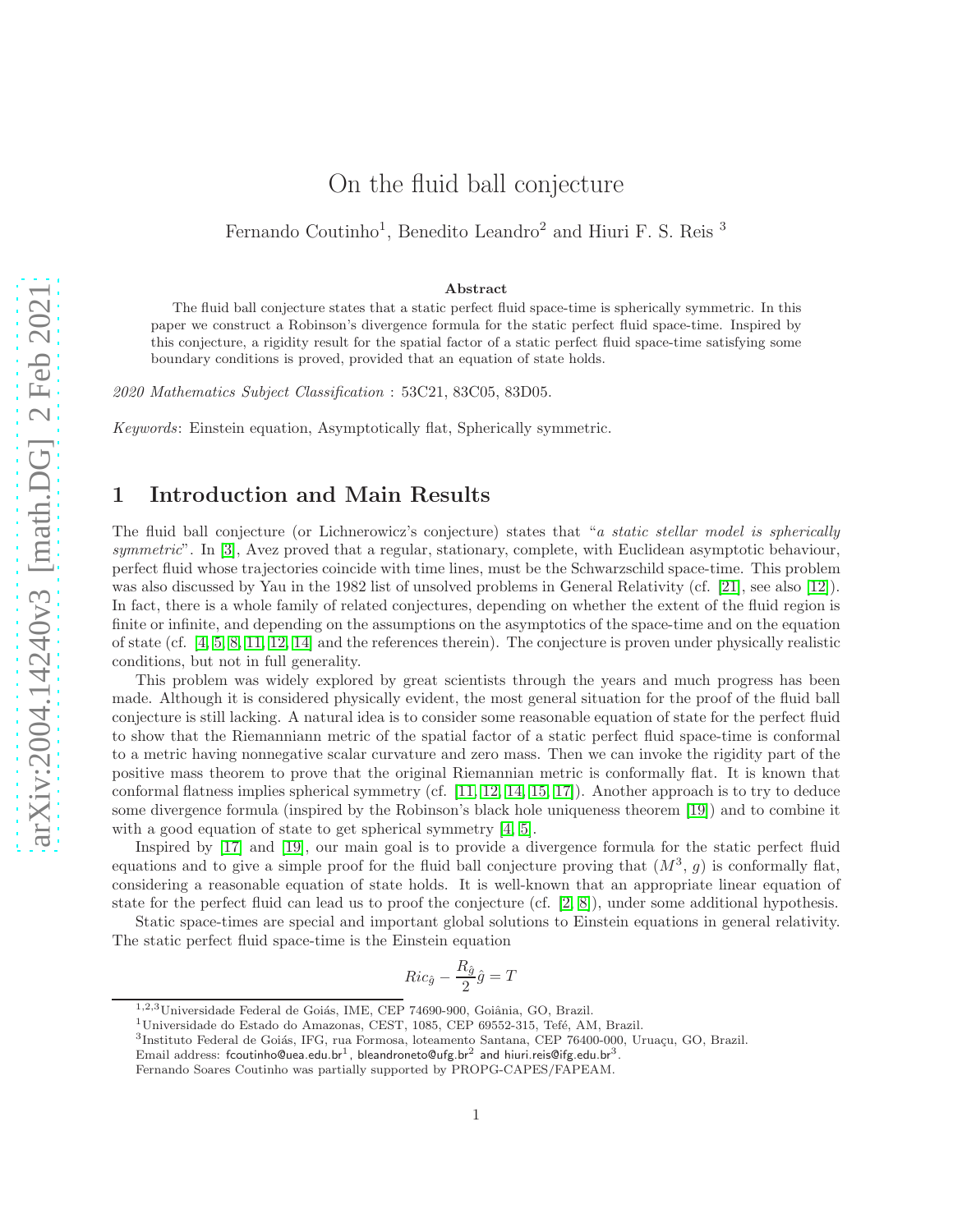# On the fluid ball conjecture

Fernando Coutinho[1], Benedito Leandro[2] and Hiuri F. S. Reis [3]

**Abstract**

The fluid ball conjecture states that a static perfect fluid space-time is spherically symmetric. In this paper we construct a Robinson's divergence formula for the static perfect fluid space-time. Inspired by this conjecture, a rigidity result for the spatial factor of a static perfect fluid space-time satisfying some boundary conditions is proved, provided that an equation of state holds.

*2020 Mathematics Subject Classification* : 53C21, 83C05, 83D05.

*Keywords*: Einstein equation, Asymptotically flat, Spherically symmetric.

## 1 Introduction and Main Results

The fluid ball conjecture (or Lichnerowicz's conjecture) states that "*a static stellar model is spherically symmetric*". In [3], Avez proved that a regular, stationary, complete, with Euclidean asymptotic behaviour, perfect fluid whose trajectories coincide with time lines, must be the Schwarzschild space-time. This problem was also discussed by Yau in the 1982 list of unsolved problems in General Relativity (cf. [21], see also [12]). In fact, there is a whole family of related conjectures, depending on whether the extent of the fluid region is finite or infinite, and depending on the assumptions on the asymptotics of the space-time and on the equation of state (cf. [4, 5, 8, 11, 12, 14] and the references therein). The conjecture is proven under physically realistic conditions, but not in full generality.

This problem was widely explored by great scientists through the years and much progress has been made. Although it is considered physically evident, the most general situation for the proof of the fluid ball conjecture is still lacking. A natural idea is to consider some reasonable equation of state for the perfect fluid to show that the Riemanniann metric of the spatial factor of a static perfect fluid space-time is conformal to a metric having nonnegative scalar curvature and zero mass. Then we can invoke the rigidity part of the positive mass theorem to prove that the original Riemannian metric is conformally flat. It is known that conformal flatness implies spherical symmetry (cf. [11, 12, 14, 15, 17]). Another approach is to try to deduce some divergence formula (inspired by the Robinson's black hole uniqueness theorem [19]) and to combine it with a good equation of state to get spherical symmetry [4, 5].

Inspired by [17] and [19], our main goal is to provide a divergence formula for the static perfect fluid equations and to give a simple proof for the fluid ball conjecture proving that $(M^3,\, g)$ is conformally flat, considering a reasonable equation of state holds. It is well-known that an appropriate linear equation of state for the perfect fluid can lead us to proof the conjecture (cf. [2, 8]), under some additional hypothesis.

Static space-times are special and important global solutions to Einstein equations in general relativity. The static perfect fluid space-time is the Einstein equation

$$Ric_{\hat{g}} - \frac{R_{\hat{g}}}{2}\hat{g} = T$$

---

[1,2,3]Universidade Federal de Goiás, IME, CEP 74690-900, Goiânia, GO, Brazil.
[1]Universidade do Estado do Amazonas, CEST, 1085, CEP 69552-315, Tefé, AM, Brazil.
[3]Instituto Federal de Goiás, IFG, rua Formosa, loteamento Santana, CEP 76400-000, Uruaçu, GO, Brazil.
Email address: fcoutinho@uea.edu.br[1], bleandroneto@ufg.br[2] and hiuri.reis@ifg.edu.br[3].
Fernando Soares Coutinho was partially supported by PROPG-CAPES/FAPEAM.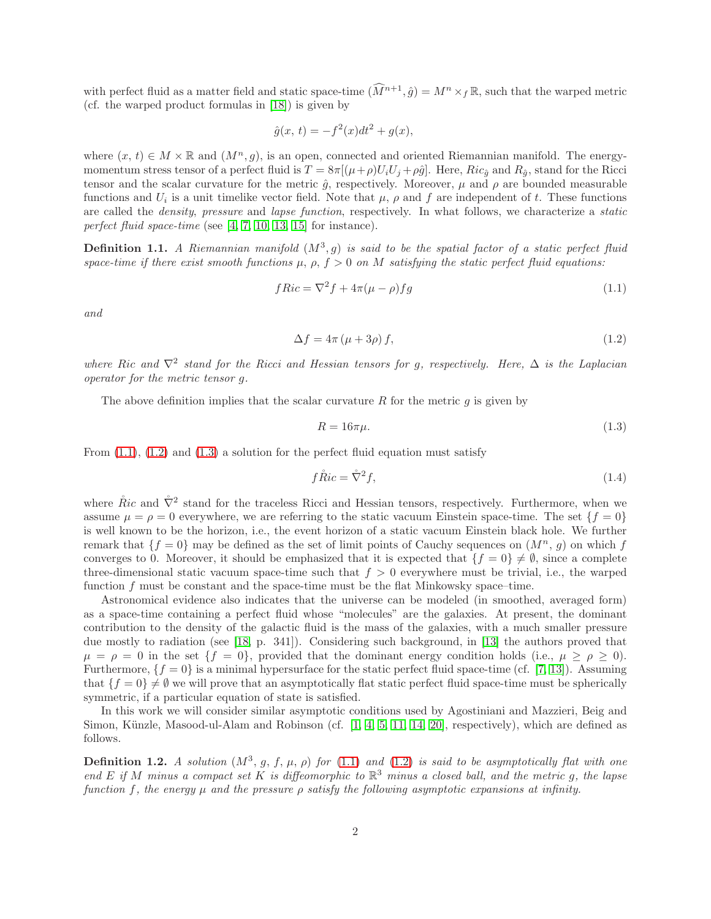with perfect fluid as a matter field and static space-time $(\widehat{M}^{n+1}, \hat{g}) = M^n \times_f \mathbb{R}$, such that the warped metric (cf. the warped product formulas in [18]) is given by

$$\hat{g}(x,\, t) = -f^2(x)dt^2 + g(x),$$

where $(x,\, t) \in M \times \mathbb{R}$ and $(M^n, g)$, is an open, connected and oriented Riemannian manifold. The energy-momentum stress tensor of a perfect fluid is $T = 8\pi[(\mu+\rho)U_iU_j + \rho\hat{g}]$. Here, $Ric_{\hat{g}}$ and $R_{\hat{g}}$, stand for the Ricci tensor and the scalar curvature for the metric $\hat{g}$, respectively. Moreover, $\mu$ and $\rho$ are bounded measurable functions and $U_i$ is a unit timelike vector field. Note that $\mu$, $\rho$ and $f$ are independent of $t$. These functions are called the *density*, *pressure* and *lapse function*, respectively. In what follows, we characterize a *static perfect fluid space-time* (see [4, 7, 10, 13, 15] for instance).

**Definition 1.1.** *A Riemannian manifold $(M^3, g)$ is said to be the spatial factor of a static perfect fluid space-time if there exist smooth functions $\mu$, $\rho$, $f > 0$ on $M$ satisfying the static perfect fluid equations:*

$$fRic = \nabla^2 f + 4\pi(\mu - \rho)fg \tag{1.1}$$

*and*

$$\Delta f = 4\pi\,(\mu + 3\rho)\,f, \tag{1.2}$$

*where $Ric$ and $\nabla^2$ stand for the Ricci and Hessian tensors for $g$, respectively. Here, $\Delta$ is the Laplacian operator for the metric tensor $g$.*

The above definition implies that the scalar curvature $R$ for the metric $g$ is given by

$$R = 16\pi\mu. \tag{1.3}$$

From (1.1), (1.2) and (1.3) a solution for the perfect fluid equation must satisfy

$$f\mathring{Ric} = \mathring{\nabla}^2 f, \tag{1.4}$$

where $\mathring{Ric}$ and $\mathring{\nabla}^2$ stand for the traceless Ricci and Hessian tensors, respectively. Furthermore, when we assume $\mu = \rho = 0$ everywhere, we are referring to the static vacuum Einstein space-time. The set $\{f = 0\}$ is well known to be the horizon, i.e., the event horizon of a static vacuum Einstein black hole. We further remark that $\{f = 0\}$ may be defined as the set of limit points of Cauchy sequences on $(M^n,\, g)$ on which $f$ converges to 0. Moreover, it should be emphasized that it is expected that $\{f = 0\} \neq \emptyset$, since a complete three-dimensional static vacuum space-time such that $f > 0$ everywhere must be trivial, i.e., the warped function $f$ must be constant and the space-time must be the flat Minkowski space–time.

Astronomical evidence also indicates that the universe can be modeled (in smoothed, averaged form) as a space-time containing a perfect fluid whose "molecules" are the galaxies. At present, the dominant contribution to the density of the galactic fluid is the mass of the galaxies, with a much smaller pressure due mostly to radiation (see [18, p. 341]). Considering such background, in [13] the authors proved that $\mu = \rho = 0$ in the set $\{f = 0\}$, provided that the dominant energy condition holds (i.e., $\mu \geq \rho \geq 0$). Furthermore, $\{f = 0\}$ is a minimal hypersurface for the static perfect fluid space-time (cf. [7, 13]). Assuming that $\{f = 0\} \neq \emptyset$ we will prove that an asymptotically flat static perfect fluid space-time must be spherically symmetric, if a particular equation of state is satisfied.

In this work we will consider similar asymptotic conditions used by Agostiniani and Mazzieri, Beig and Simon, Künzle, Masood-ul-Alam and Robinson (cf. [1, 4, 5, 11, 14, 20], respectively), which are defined as follows.

**Definition 1.2.** *A solution $(M^3,\, g,\, f,\, \mu,\, \rho)$ for (1.1) and (1.2) is said to be asymptotically flat with one end $E$ if $M$ minus a compact set $K$ is diffeomorphic to $\mathbb{R}^3$ minus a closed ball, and the metric $g$, the lapse function $f$, the energy $\mu$ and the pressure $\rho$ satisfy the following asymptotic expansions at infinity.*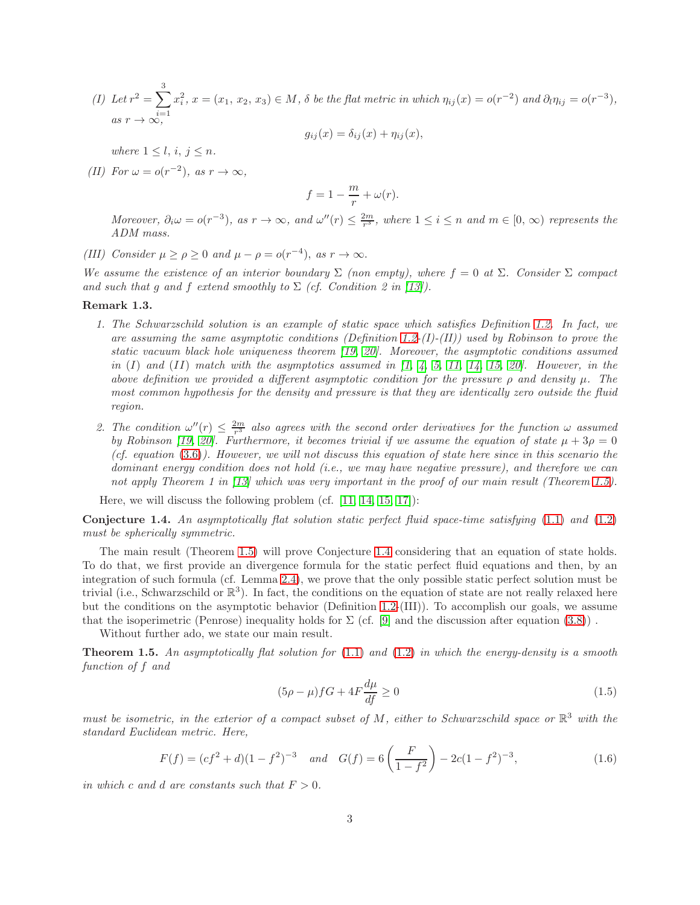*(I) Let* $r^2 = \sum_{i=1}^{3} x_i^2$, $x = (x_1,\, x_2,\, x_3) \in M$, $\delta$ *be the flat metric in which* $\eta_{ij}(x) = o(r^{-2})$ *and* $\partial_l \eta_{ij} = o(r^{-3})$, *as* $r \to \infty$,

$$g_{ij}(x) = \delta_{ij}(x) + \eta_{ij}(x),$$

*where* $1 \leq l,\, i,\, j \leq n$.

*(II) For* $\omega = o(r^{-2})$, *as* $r \to \infty$,

$$f = 1 - \frac{m}{r} + \omega(r).$$

*Moreover,* $\partial_i \omega = o(r^{-3})$, *as* $r \to \infty$, *and* $\omega''(r) \leq \frac{2m}{r^3}$, *where* $1 \leq i \leq n$ *and* $m \in [0,\, \infty)$ *represents the ADM mass.*

*(III) Consider* $\mu \geq \rho \geq 0$ *and* $\mu - \rho = o(r^{-4})$, *as* $r \to \infty$.

*We assume the existence of an interior boundary* $\Sigma$ *(non empty), where* $f = 0$ *at* $\Sigma$. *Consider* $\Sigma$ *compact and such that* $g$ *and* $f$ *extend smoothly to* $\Sigma$ *(cf. Condition 2 in [13]).*

**Remark 1.3.**

1. *The Schwarzschild solution is an example of static space which satisfies Definition 1.2. In fact, we are assuming the same asymptotic conditions (Definition 1.2-(I)-(II)) used by Robinson to prove the static vacuum black hole uniqueness theorem [19, 20]. Moreover, the asymptotic conditions assumed in (I) and (II) match with the asymptotics assumed in [1, 4, 5, 11, 14, 15, 20]. However, in the above definition we provided a different asymptotic condition for the pressure* $\rho$ *and density* $\mu$. *The most common hypothesis for the density and pressure is that they are identically zero outside the fluid region.*

2. *The condition* $\omega''(r) \leq \frac{2m}{r^3}$ *also agrees with the second order derivatives for the function* $\omega$ *assumed by Robinson [19, 20]. Furthermore, it becomes trivial if we assume the equation of state* $\mu + 3\rho = 0$ *(cf. equation (3.6)). However, we will not discuss this equation of state here since in this scenario the dominant energy condition does not hold (i.e., we may have negative pressure), and therefore we can not apply Theorem 1 in [13] which was very important in the proof of our main result (Theorem 1.5).*

Here, we will discuss the following problem (cf. [11, 14, 15, 17]):

**Conjecture 1.4.** *An asymptotically flat solution static perfect fluid space-time satisfying (1.1) and (1.2) must be spherically symmetric.*

The main result (Theorem 1.5) will prove Conjecture 1.4 considering that an equation of state holds. To do that, we first provide an divergence formula for the static perfect fluid equations and then, by an integration of such formula (cf. Lemma 2.4), we prove that the only possible static perfect solution must be trivial (i.e., Schwarzschild or $\mathbb{R}^3$). In fact, the conditions on the equation of state are not really relaxed here but the conditions on the asymptotic behavior (Definition 1.2-(III)). To accomplish our goals, we assume that the isoperimetric (Penrose) inequality holds for $\Sigma$ (cf. [9] and the discussion after equation (3.8)) .

Without further ado, we state our main result.

**Theorem 1.5.** *An asymptotically flat solution for (1.1) and (1.2) in which the energy-density is a smooth function of* $f$ *and*

$$(5\rho - \mu) f G + 4F \frac{d\mu}{df} \geq 0 \tag{1.5}$$

*must be isometric, in the exterior of a compact subset of* $M$, *either to Schwarzschild space or* $\mathbb{R}^3$ *with the standard Euclidean metric. Here,*

$$F(f) = (cf^2 + d)(1 - f^2)^{-3} \quad \text{and} \quad G(f) = 6\left(\frac{F}{1 - f^2}\right) - 2c(1 - f^2)^{-3}, \tag{1.6}$$

*in which* $c$ *and* $d$ *are constants such that* $F > 0$.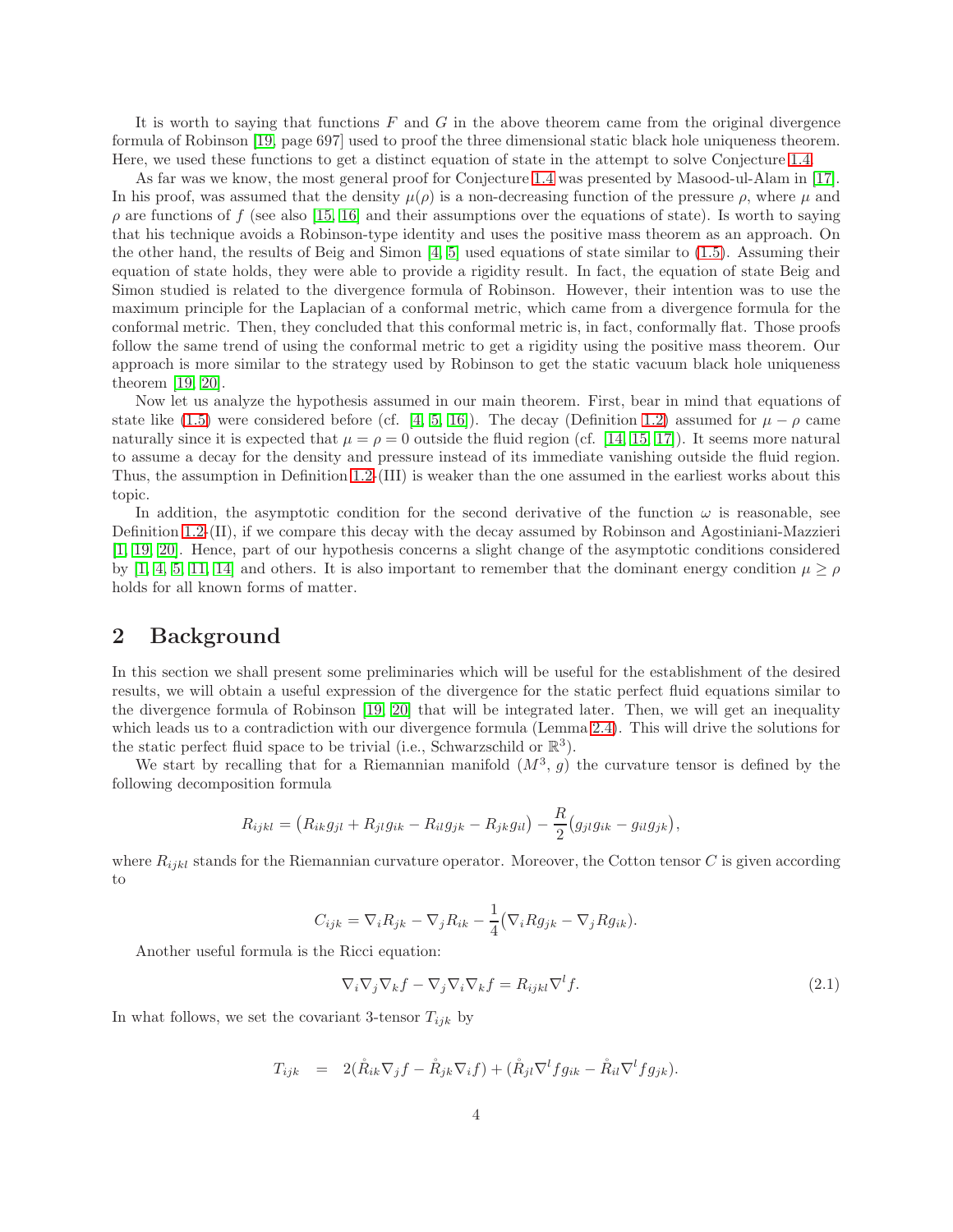It is worth to saying that functions $F$ and $G$ in the above theorem came from the original divergence formula of Robinson [19, page 697] used to proof the three dimensional static black hole uniqueness theorem. Here, we used these functions to get a distinct equation of state in the attempt to solve Conjecture 1.4.

As far was we know, the most general proof for Conjecture 1.4 was presented by Masood-ul-Alam in [17]. In his proof, was assumed that the density $\mu(\rho)$ is a non-decreasing function of the pressure $\rho$, where $\mu$ and $\rho$ are functions of $f$ (see also [15, 16] and their assumptions over the equations of state). Is worth to saying that his technique avoids a Robinson-type identity and uses the positive mass theorem as an approach. On the other hand, the results of Beig and Simon [4, 5] used equations of state similar to (1.5). Assuming their equation of state holds, they were able to provide a rigidity result. In fact, the equation of state Beig and Simon studied is related to the divergence formula of Robinson. However, their intention was to use the maximum principle for the Laplacian of a conformal metric, which came from a divergence formula for the conformal metric. Then, they concluded that this conformal metric is, in fact, conformally flat. Those proofs follow the same trend of using the conformal metric to get a rigidity using the positive mass theorem. Our approach is more similar to the strategy used by Robinson to get the static vacuum black hole uniqueness theorem [19, 20].

Now let us analyze the hypothesis assumed in our main theorem. First, bear in mind that equations of state like (1.5) were considered before (cf. [4, 5, 16]). The decay (Definition 1.2) assumed for $\mu - \rho$ came naturally since it is expected that $\mu = \rho = 0$ outside the fluid region (cf. [14, 15, 17]). It seems more natural to assume a decay for the density and pressure instead of its immediate vanishing outside the fluid region. Thus, the assumption in Definition 1.2-(III) is weaker than the one assumed in the earliest works about this topic.

In addition, the asymptotic condition for the second derivative of the function $\omega$ is reasonable, see Definition 1.2-(II), if we compare this decay with the decay assumed by Robinson and Agostiniani-Mazzieri [1, 19, 20]. Hence, part of our hypothesis concerns a slight change of the asymptotic conditions considered by [1, 4, 5, 11, 14] and others. It is also important to remember that the dominant energy condition $\mu \geq \rho$ holds for all known forms of matter.

## 2 Background

In this section we shall present some preliminaries which will be useful for the establishment of the desired results, we will obtain a useful expression of the divergence for the static perfect fluid equations similar to the divergence formula of Robinson [19, 20] that will be integrated later. Then, we will get an inequality which leads us to a contradiction with our divergence formula (Lemma 2.4). This will drive the solutions for the static perfect fluid space to be trivial (i.e., Schwarzschild or $\mathbb{R}^3$).

We start by recalling that for a Riemannian manifold $(M^3,\, g)$ the curvature tensor is defined by the following decomposition formula

$$R_{ijkl} = \big(R_{ik}g_{jl} + R_{jl}g_{ik} - R_{il}g_{jk} - R_{jk}g_{il}\big) - \frac{R}{2}\big(g_{jl}g_{ik} - g_{il}g_{jk}\big),$$

where $R_{ijkl}$ stands for the Riemannian curvature operator. Moreover, the Cotton tensor $C$ is given according to

$$C_{ijk} = \nabla_i R_{jk} - \nabla_j R_{ik} - \frac{1}{4}\big(\nabla_i R g_{jk} - \nabla_j R g_{ik}\big).$$

Another useful formula is the Ricci equation:

$$\nabla_i\nabla_j\nabla_k f - \nabla_j\nabla_i\nabla_k f = R_{ijkl}\nabla^l f. \tag{2.1}$$

In what follows, we set the covariant 3-tensor $T_{ijk}$ by

$$T_{ijk} \quad = \quad 2(\mathring{R}_{ik}\nabla_j f - \mathring{R}_{jk}\nabla_i f) + (\mathring{R}_{jl}\nabla^l f g_{ik} - \mathring{R}_{il}\nabla^l f g_{jk}).$$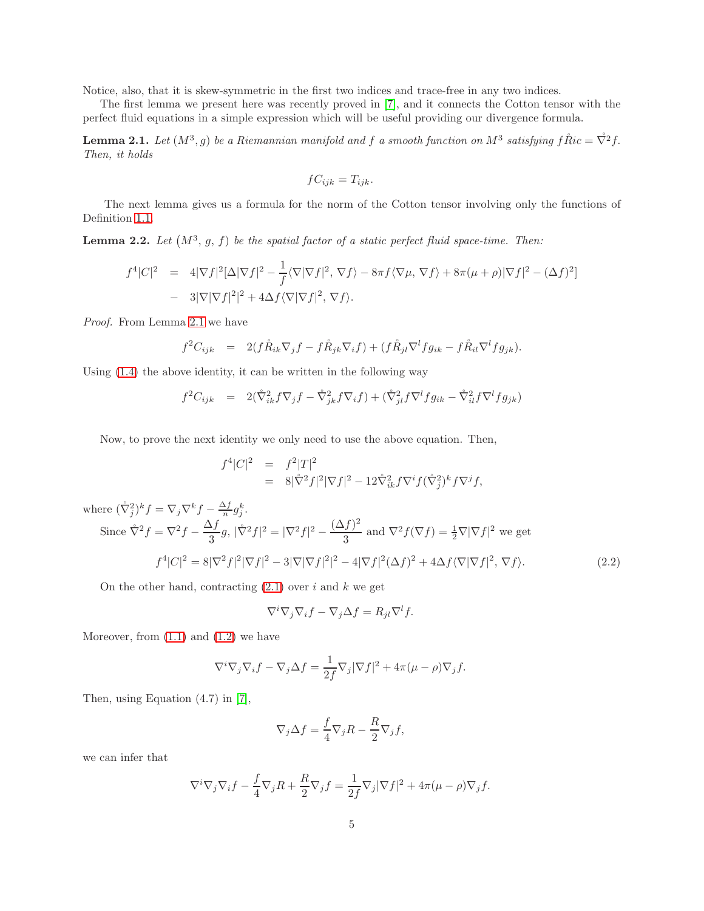Notice, also, that it is skew-symmetric in the first two indices and trace-free in any two indices.

The first lemma we present here was recently proved in [7], and it connects the Cotton tensor with the perfect fluid equations in a simple expression which will be useful providing our divergence formula.

**Lemma 2.1.** *Let $(M^3, g)$ be a Riemannian manifold and $f$ a smooth function on $M^3$ satisfying $f\mathring{R}ic = \mathring{\nabla}^2 f$. Then, it holds*

$$fC_{ijk} = T_{ijk}.$$

The next lemma gives us a formula for the norm of the Cotton tensor involving only the functions of Definition 1.1.

**Lemma 2.2.** *Let $\left(M^3,\, g,\, f\right)$ be the spatial factor of a static perfect fluid space-time. Then:*

$$\begin{aligned} f^4|C|^2 &= 4|\nabla f|^2[\Delta|\nabla f|^2 - \frac{1}{f}\langle\nabla|\nabla f|^2,\, \nabla f\rangle - 8\pi f\langle\nabla\mu,\, \nabla f\rangle + 8\pi(\mu+\rho)|\nabla f|^2 - (\Delta f)^2] \\ &- 3|\nabla|\nabla f|^2|^2 + 4\Delta f\langle\nabla|\nabla f|^2,\, \nabla f\rangle. \end{aligned}$$

*Proof.* From Lemma 2.1 we have

$$f^2C_{ijk} = 2(f\mathring{R}_{ik}\nabla_j f - f\mathring{R}_{jk}\nabla_i f) + (f\mathring{R}_{jl}\nabla^l f g_{ik} - f\mathring{R}_{il}\nabla^l f g_{jk}).$$

Using (1.4) the above identity, it can be written in the following way

$$f^2C_{ijk} = 2(\mathring{\nabla}^2_{ik} f\nabla_j f - \mathring{\nabla}^2_{jk} f\nabla_i f) + (\mathring{\nabla}^2_{jl} f\nabla^l f g_{ik} - \mathring{\nabla}^2_{il} f\nabla^l f g_{jk})$$

Now, to prove the next identity we only need to use the above equation. Then,

$$\begin{aligned} f^4|C|^2 &= f^2|T|^2 \\ &= 8|\mathring{\nabla}^2 f|^2|\nabla f|^2 - 12\mathring{\nabla}^2_{ik} f\nabla^i f(\mathring{\nabla}^2_j)^k f\nabla^j f, \end{aligned}$$

where $(\mathring{\nabla}^2_j)^k f = \nabla_j\nabla^k f - \frac{\Delta f}{n} g^k_j$.

Since $\mathring{\nabla}^2 f = \nabla^2 f - \dfrac{\Delta f}{3} g$, $|\mathring{\nabla}^2 f|^2 = |\nabla^2 f|^2 - \dfrac{(\Delta f)^2}{3}$ and $\nabla^2 f(\nabla f) = \frac{1}{2}\nabla|\nabla f|^2$ we get

$$f^4|C|^2 = 8|\nabla^2 f|^2|\nabla f|^2 - 3|\nabla|\nabla f|^2|^2 - 4|\nabla f|^2(\Delta f)^2 + 4\Delta f\langle\nabla|\nabla f|^2,\, \nabla f\rangle. \tag{2.2}$$

On the other hand, contracting (2.1) over $i$ and $k$ we get

$$\nabla^i\nabla_j\nabla_i f - \nabla_j\Delta f = R_{jl}\nabla^l f.$$

Moreover, from (1.1) and (1.2) we have

$$\nabla^i\nabla_j\nabla_i f - \nabla_j\Delta f = \frac{1}{2f}\nabla_j|\nabla f|^2 + 4\pi(\mu-\rho)\nabla_j f.$$

Then, using Equation (4.7) in [7],

$$\nabla_j\Delta f = \frac{f}{4}\nabla_j R - \frac{R}{2}\nabla_j f,$$

we can infer that

$$\nabla^i\nabla_j\nabla_i f - \frac{f}{4}\nabla_j R + \frac{R}{2}\nabla_j f = \frac{1}{2f}\nabla_j|\nabla f|^2 + 4\pi(\mu-\rho)\nabla_j f.$$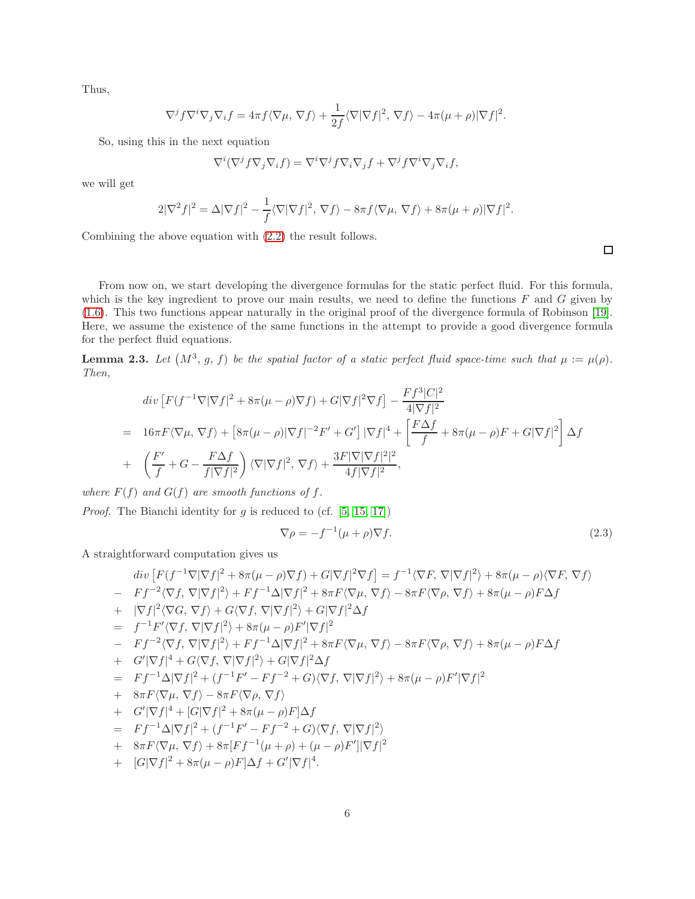Thus,

$$\nabla^j f \nabla^i \nabla_j \nabla_i f = 4\pi f\langle \nabla\mu,\, \nabla f\rangle + \frac{1}{2f}\langle \nabla|\nabla f|^2,\, \nabla f\rangle - 4\pi(\mu+\rho)|\nabla f|^2.$$

So, using this in the next equation

$$\nabla^i(\nabla^j f \nabla_j \nabla_i f) = \nabla^i\nabla^j f \nabla_i \nabla_j f + \nabla^j f \nabla^i \nabla_j \nabla_i f,$$

we will get

$$2|\nabla^2 f|^2 = \Delta|\nabla f|^2 - \frac{1}{f}\langle \nabla|\nabla f|^2,\, \nabla f\rangle - 8\pi f\langle \nabla\mu,\, \nabla f\rangle + 8\pi(\mu+\rho)|\nabla f|^2.$$

Combining the above equation with (2.2) the result follows. □

From now on, we start developing the divergence formulas for the static perfect fluid. For this formula, which is the key ingredient to prove our main results, we need to define the functions $F$ and $G$ given by (1.6). This two functions appear naturally in the original proof of the divergence formula of Robinson [19]. Here, we assume the existence of the same functions in the attempt to provide a good divergence formula for the perfect fluid equations.

**Lemma 2.3.** *Let $(M^3,\, g,\, f)$ be the spatial factor of a static perfect fluid space-time such that $\mu := \mu(\rho)$. Then,*

$$\begin{aligned}
& div\left[F(f^{-1}\nabla|\nabla f|^2 + 8\pi(\mu-\rho)\nabla f) + G|\nabla f|^2\nabla f\right] - \frac{Ff^3|C|^2}{4|\nabla f|^2} \\
= \;& 16\pi F\langle \nabla\mu,\, \nabla f\rangle + \left[8\pi(\mu-\rho)|\nabla f|^{-2}F' + G'\right]|\nabla f|^4 + \left[\frac{F\Delta f}{f} + 8\pi(\mu-\rho)F + G|\nabla f|^2\right]\Delta f \\
+ \;& \left(\frac{F'}{f} + G - \frac{F\Delta f}{f|\nabla f|^2}\right)\langle \nabla|\nabla f|^2,\, \nabla f\rangle + \frac{3F|\nabla|\nabla f|^2|^2}{4f|\nabla f|^2},
\end{aligned}$$

*where $F(f)$ and $G(f)$ are smooth functions of $f$.*

*Proof.* The Bianchi identity for $g$ is reduced to (cf. [5, 15, 17])

$$\nabla\rho = -f^{-1}(\mu+\rho)\nabla f. \tag{2.3}$$

A straightforward computation gives us

$$\begin{aligned}
& div\left[F(f^{-1}\nabla|\nabla f|^2 + 8\pi(\mu-\rho)\nabla f) + G|\nabla f|^2\nabla f\right] = f^{-1}\langle \nabla F,\, \nabla|\nabla f|^2\rangle + 8\pi(\mu-\rho)\langle \nabla F,\, \nabla f\rangle \\
- \;& Ff^{-2}\langle \nabla f,\, \nabla|\nabla f|^2\rangle + Ff^{-1}\Delta|\nabla f|^2 + 8\pi F\langle \nabla\mu,\, \nabla f\rangle - 8\pi F\langle \nabla\rho,\, \nabla f\rangle + 8\pi(\mu-\rho)F\Delta f \\
+ \;& |\nabla f|^2\langle \nabla G,\, \nabla f\rangle + G\langle \nabla f,\, \nabla|\nabla f|^2\rangle + G|\nabla f|^2\Delta f \\
= \;& f^{-1}F'\langle \nabla f,\, \nabla|\nabla f|^2\rangle + 8\pi(\mu-\rho)F'|\nabla f|^2 \\
- \;& Ff^{-2}\langle \nabla f,\, \nabla|\nabla f|^2\rangle + Ff^{-1}\Delta|\nabla f|^2 + 8\pi F\langle \nabla\mu,\, \nabla f\rangle - 8\pi F\langle \nabla\rho,\, \nabla f\rangle + 8\pi(\mu-\rho)F\Delta f \\
+ \;& G'|\nabla f|^4 + G\langle \nabla f,\, \nabla|\nabla f|^2\rangle + G|\nabla f|^2\Delta f \\
= \;& Ff^{-1}\Delta|\nabla f|^2 + (f^{-1}F' - Ff^{-2} + G)\langle \nabla f,\, \nabla|\nabla f|^2\rangle + 8\pi(\mu-\rho)F'|\nabla f|^2 \\
+ \;& 8\pi F\langle \nabla\mu,\, \nabla f\rangle - 8\pi F\langle \nabla\rho,\, \nabla f\rangle \\
+ \;& G'|\nabla f|^4 + [G|\nabla f|^2 + 8\pi(\mu-\rho)F]\Delta f \\
= \;& Ff^{-1}\Delta|\nabla f|^2 + (f^{-1}F' - Ff^{-2} + G)\langle \nabla f,\, \nabla|\nabla f|^2\rangle \\
+ \;& 8\pi F\langle \nabla\mu,\, \nabla f\rangle + 8\pi[Ff^{-1}(\mu+\rho) + (\mu-\rho)F']|\nabla f|^2 \\
+ \;& [G|\nabla f|^2 + 8\pi(\mu-\rho)F]\Delta f + G'|\nabla f|^4.
\end{aligned}$$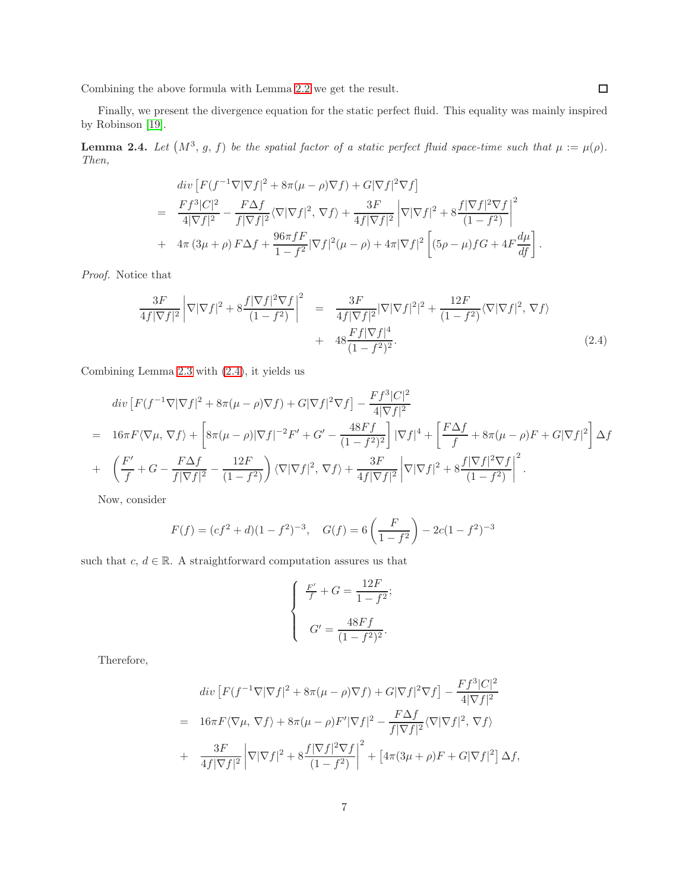Combining the above formula with Lemma 2.2 we get the result. ∎

Finally, we present the divergence equation for the static perfect fluid. This equality was mainly inspired by Robinson [19].

**Lemma 2.4.** *Let $(M^3,\, g,\, f)$ be the spatial factor of a static perfect fluid space-time such that $\mu := \mu(\rho)$. Then,*

$$
\begin{aligned}
& div\left[F(f^{-1}\nabla|\nabla f|^2 + 8\pi(\mu-\rho)\nabla f) + G|\nabla f|^2\nabla f\right] \\
= \;& \frac{Ff^3|C|^2}{4|\nabla f|^2} - \frac{F\Delta f}{f|\nabla f|^2}\langle\nabla|\nabla f|^2,\, \nabla f\rangle + \frac{3F}{4f|\nabla f|^2}\left|\nabla|\nabla f|^2 + 8\frac{f|\nabla f|^2\nabla f}{(1-f^2)}\right|^2 \\
+ \;& 4\pi\left(3\mu+\rho\right)F\Delta f + \frac{96\pi f F}{1-f^2}|\nabla f|^2(\mu-\rho) + 4\pi|\nabla f|^2\left[(5\rho-\mu)fG + 4F\frac{d\mu}{df}\right].
\end{aligned}
$$

*Proof.* Notice that

$$
\begin{aligned}
\frac{3F}{4f|\nabla f|^2}\left|\nabla|\nabla f|^2 + 8\frac{f|\nabla f|^2\nabla f}{(1-f^2)}\right|^2 &= \frac{3F}{4f|\nabla f|^2}|\nabla|\nabla f|^2|^2 + \frac{12F}{(1-f^2)}\langle\nabla|\nabla f|^2,\, \nabla f\rangle \\
&+ 48\frac{Ff|\nabla f|^4}{(1-f^2)^2}. \qquad (2.4)
\end{aligned}
$$

Combining Lemma 2.3 with (2.4), it yields us

$$
\begin{aligned}
& div\left[F(f^{-1}\nabla|\nabla f|^2 + 8\pi(\mu-\rho)\nabla f) + G|\nabla f|^2\nabla f\right] - \frac{Ff^3|C|^2}{4|\nabla f|^2} \\
= \;& 16\pi F\langle\nabla\mu,\, \nabla f\rangle + \left[8\pi(\mu-\rho)|\nabla f|^{-2}F' + G' - \frac{48Ff}{(1-f^2)^2}\right]|\nabla f|^4 + \left[\frac{F\Delta f}{f} + 8\pi(\mu-\rho)F + G|\nabla f|^2\right]\Delta f \\
+ \;& \left(\frac{F'}{f} + G - \frac{F\Delta f}{f|\nabla f|^2} - \frac{12F}{(1-f^2)}\right)\langle\nabla|\nabla f|^2,\, \nabla f\rangle + \frac{3F}{4f|\nabla f|^2}\left|\nabla|\nabla f|^2 + 8\frac{f|\nabla f|^2\nabla f}{(1-f^2)}\right|^2.
\end{aligned}
$$

Now, consider

$$
F(f) = (cf^2+d)(1-f^2)^{-3}, \quad G(f) = 6\left(\frac{F}{1-f^2}\right) - 2c(1-f^2)^{-3}
$$

such that $c,\, d \in \mathbb{R}$. A straightforward computation assures us that

$$
\begin{cases}
\frac{F'}{f} + G = \dfrac{12F}{1-f^2}; \\[2ex]
G' = \dfrac{48Ff}{(1-f^2)^2}.
\end{cases}
$$

Therefore,

$$
\begin{aligned}
& div\left[F(f^{-1}\nabla|\nabla f|^2 + 8\pi(\mu-\rho)\nabla f) + G|\nabla f|^2\nabla f\right] - \frac{Ff^3|C|^2}{4|\nabla f|^2} \\
= \;& 16\pi F\langle\nabla\mu,\, \nabla f\rangle + 8\pi(\mu-\rho)F'|\nabla f|^2 - \frac{F\Delta f}{f|\nabla f|^2}\langle\nabla|\nabla f|^2,\, \nabla f\rangle \\
+ \;& \frac{3F}{4f|\nabla f|^2}\left|\nabla|\nabla f|^2 + 8\frac{f|\nabla f|^2\nabla f}{(1-f^2)}\right|^2 + \left[4\pi(3\mu+\rho)F + G|\nabla f|^2\right]\Delta f,
\end{aligned}
$$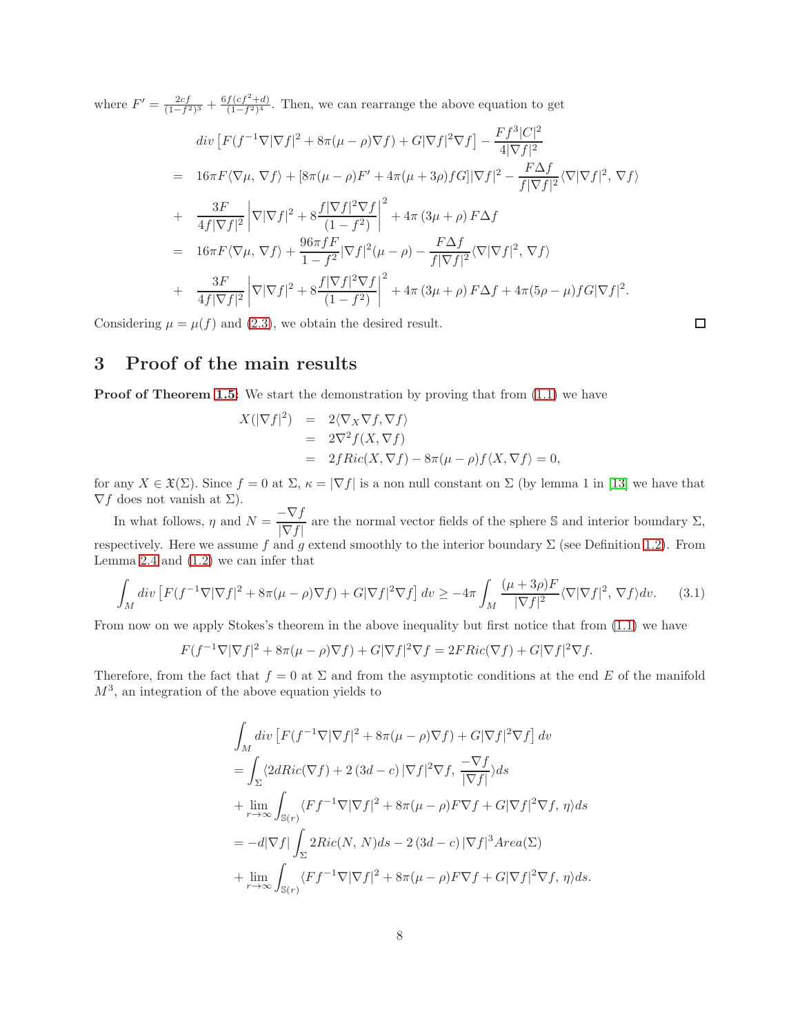where $F' = \frac{2cf}{(1-f^2)^3} + \frac{6f(cf^2+d)}{(1-f^2)^4}$. Then, we can rearrange the above equation to get

$$
\begin{aligned}
& div\left[F(f^{-1}\nabla|\nabla f|^2 + 8\pi(\mu-\rho)\nabla f) + G|\nabla f|^2\nabla f\right] - \frac{Ff^3|C|^2}{4|\nabla f|^2} \\
= \;& 16\pi F\langle\nabla\mu,\,\nabla f\rangle + [8\pi(\mu-\rho)F' + 4\pi(\mu+3\rho)fG]|\nabla f|^2 - \frac{F\Delta f}{f|\nabla f|^2}\langle\nabla|\nabla f|^2,\,\nabla f\rangle \\
+ \;& \frac{3F}{4f|\nabla f|^2}\left|\nabla|\nabla f|^2 + 8\frac{f|\nabla f|^2\nabla f}{(1-f^2)}\right|^2 + 4\pi\left(3\mu+\rho\right)F\Delta f \\
= \;& 16\pi F\langle\nabla\mu,\,\nabla f\rangle + \frac{96\pi fF}{1-f^2}|\nabla f|^2(\mu-\rho) - \frac{F\Delta f}{f|\nabla f|^2}\langle\nabla|\nabla f|^2,\,\nabla f\rangle \\
+ \;& \frac{3F}{4f|\nabla f|^2}\left|\nabla|\nabla f|^2 + 8\frac{f|\nabla f|^2\nabla f}{(1-f^2)}\right|^2 + 4\pi\left(3\mu+\rho\right)F\Delta f + 4\pi(5\rho-\mu)fG|\nabla f|^2.
\end{aligned}
$$

Considering $\mu = \mu(f)$ and (2.3), we obtain the desired result. □

## 3 Proof of the main results

**Proof of Theorem 1.5:** We start the demonstration by proving that from (1.1) we have

$$
\begin{aligned}
X(|\nabla f|^2) &= 2\langle\nabla_X\nabla f, \nabla f\rangle \\
&= 2\nabla^2 f(X, \nabla f) \\
&= 2fRic(X, \nabla f) - 8\pi(\mu-\rho)f\langle X, \nabla f\rangle = 0,
\end{aligned}
$$

for any $X \in \mathfrak{X}(\Sigma)$. Since $f = 0$ at $\Sigma$, $\kappa = |\nabla f|$ is a non null constant on $\Sigma$ (by lemma 1 in [13] we have that $\nabla f$ does not vanish at $\Sigma$).

In what follows, $\eta$ and $N = \dfrac{-\nabla f}{|\nabla f|}$ are the normal vector fields of the sphere $\mathbb{S}$ and interior boundary $\Sigma$, respectively. Here we assume $f$ and $g$ extend smoothly to the interior boundary $\Sigma$ (see Definition 1.2). From Lemma 2.4 and (1.2) we can infer that

$$
\int_M div\left[F(f^{-1}\nabla|\nabla f|^2 + 8\pi(\mu-\rho)\nabla f) + G|\nabla f|^2\nabla f\right]dv \geq -4\pi\int_M \frac{(\mu+3\rho)F}{|\nabla f|^2}\langle\nabla|\nabla f|^2,\,\nabla f\rangle dv. \tag{3.1}
$$

From now on we apply Stokes's theorem in the above inequality but first notice that from (1.1) we have

$$
F(f^{-1}\nabla|\nabla f|^2 + 8\pi(\mu-\rho)\nabla f) + G|\nabla f|^2\nabla f = 2FRic(\nabla f) + G|\nabla f|^2\nabla f.
$$

Therefore, from the fact that $f = 0$ at $\Sigma$ and from the asymptotic conditions at the end $E$ of the manifold $M^3$, an integration of the above equation yields to

$$
\begin{aligned}
& \int_M div\left[F(f^{-1}\nabla|\nabla f|^2 + 8\pi(\mu-\rho)\nabla f) + G|\nabla f|^2\nabla f\right]dv \\
& = \int_\Sigma \langle 2dRic(\nabla f) + 2\left(3d-c\right)|\nabla f|^2\nabla f,\,\frac{-\nabla f}{|\nabla f|}\rangle ds \\
& + \lim_{r\to\infty}\int_{\mathbb{S}(r)}\langle Ff^{-1}\nabla|\nabla f|^2 + 8\pi(\mu-\rho)F\nabla f + G|\nabla f|^2\nabla f,\,\eta\rangle ds \\
& = -d|\nabla f|\int_\Sigma 2Ric(N,\,N)ds - 2\left(3d-c\right)|\nabla f|^3 Area(\Sigma) \\
& + \lim_{r\to\infty}\int_{\mathbb{S}(r)}\langle Ff^{-1}\nabla|\nabla f|^2 + 8\pi(\mu-\rho)F\nabla f + G|\nabla f|^2\nabla f,\,\eta\rangle ds.
\end{aligned}
$$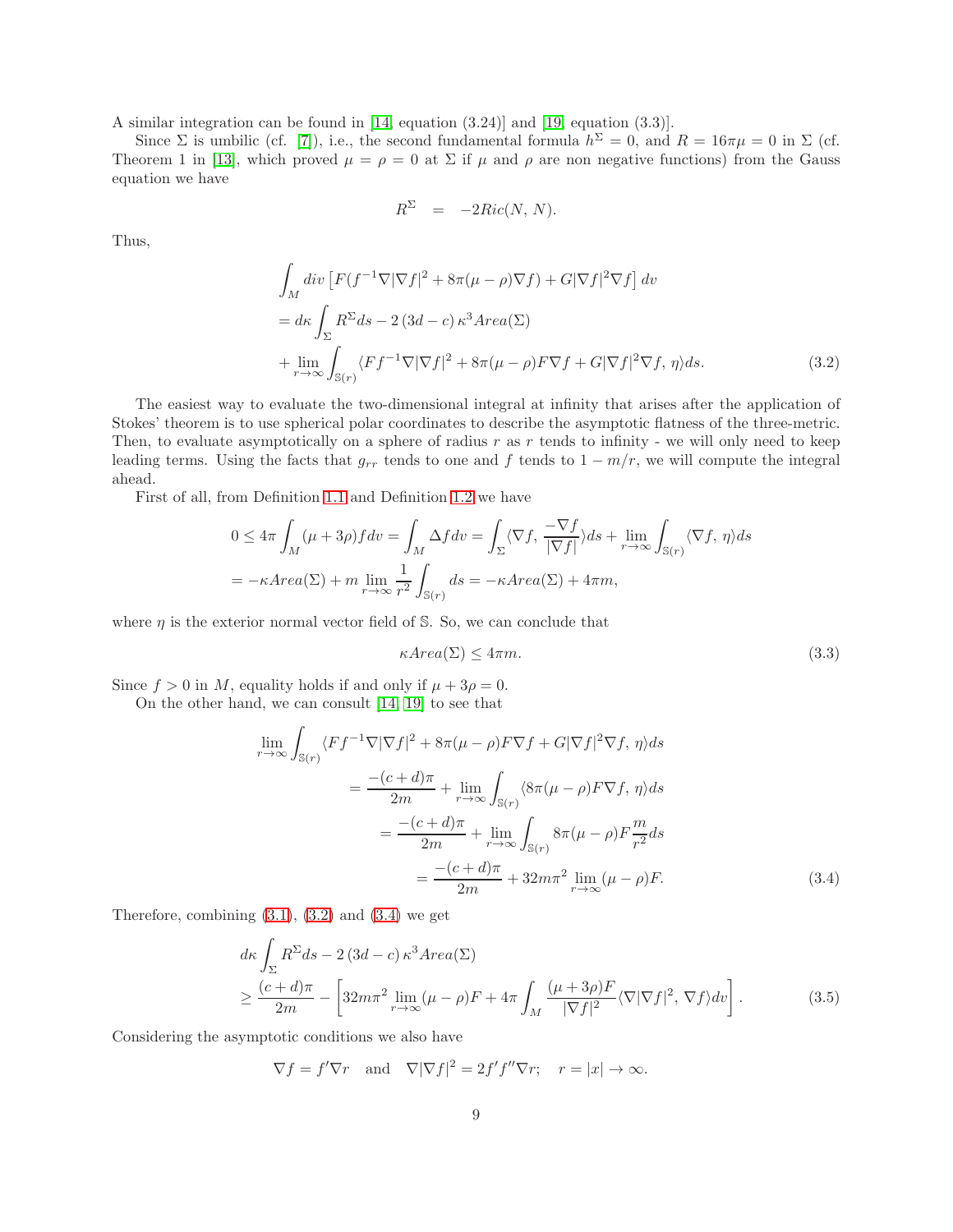A similar integration can be found in [14, equation (3.24)] and [19, equation (3.3)].

Since $\Sigma$ is umbilic (cf. [7]), i.e., the second fundamental formula $h^{\Sigma} = 0$, and $R = 16\pi\mu = 0$ in $\Sigma$ (cf. Theorem 1 in [13], which proved $\mu = \rho = 0$ at $\Sigma$ if $\mu$ and $\rho$ are non negative functions) from the Gauss equation we have

$$R^{\Sigma} \quad = \quad -2Ric(N,\, N).$$

Thus,

$$\begin{aligned}
&\int_M div\left[F(f^{-1}\nabla|\nabla f|^2 + 8\pi(\mu-\rho)\nabla f) + G|\nabla f|^2\nabla f\right] dv\\
&= d\kappa\int_{\Sigma} R^{\Sigma} ds - 2\left(3d - c\right)\kappa^3 Area(\Sigma)\\
&+ \lim_{r\to\infty}\int_{\mathbb{S}(r)}\langle F f^{-1}\nabla|\nabla f|^2 + 8\pi(\mu-\rho)F\nabla f + G|\nabla f|^2\nabla f,\, \eta\rangle ds.
\end{aligned} \tag{3.2}$$

The easiest way to evaluate the two-dimensional integral at infinity that arises after the application of Stokes' theorem is to use spherical polar coordinates to describe the asymptotic flatness of the three-metric. Then, to evaluate asymptotically on a sphere of radius $r$ as $r$ tends to infinity - we will only need to keep leading terms. Using the facts that $g_{rr}$ tends to one and $f$ tends to $1 - m/r$, we will compute the integral ahead.

First of all, from Definition 1.1 and Definition 1.2 we have

$$\begin{aligned}
0 \leq 4\pi\int_M (\mu + 3\rho) f dv &= \int_M \Delta f dv = \int_{\Sigma}\langle\nabla f,\, \frac{-\nabla f}{|\nabla f|}\rangle ds + \lim_{r\to\infty}\int_{\mathbb{S}(r)}\langle\nabla f,\, \eta\rangle ds\\
&= -\kappa Area(\Sigma) + m\lim_{r\to\infty}\frac{1}{r^2}\int_{\mathbb{S}(r)} ds = -\kappa Area(\Sigma) + 4\pi m,
\end{aligned}$$

where $\eta$ is the exterior normal vector field of $\mathbb{S}$. So, we can conclude that

$$\kappa Area(\Sigma) \leq 4\pi m. \tag{3.3}$$

Since $f > 0$ in $M$, equality holds if and only if $\mu + 3\rho = 0$.

On the other hand, we can consult [14, 19] to see that

$$\begin{aligned}
&\lim_{r\to\infty}\int_{\mathbb{S}(r)}\langle F f^{-1}\nabla|\nabla f|^2 + 8\pi(\mu-\rho)F\nabla f + G|\nabla f|^2\nabla f,\, \eta\rangle ds\\
&= \frac{-(c+d)\pi}{2m} + \lim_{r\to\infty}\int_{\mathbb{S}(r)}\langle 8\pi(\mu-\rho)F\nabla f,\, \eta\rangle ds\\
&= \frac{-(c+d)\pi}{2m} + \lim_{r\to\infty}\int_{\mathbb{S}(r)} 8\pi(\mu-\rho)F\frac{m}{r^2} ds\\
&= \frac{-(c+d)\pi}{2m} + 32m\pi^2\lim_{r\to\infty}(\mu-\rho)F.
\end{aligned} \tag{3.4}$$

Therefore, combining (3.1), (3.2) and (3.4) we get

$$\begin{aligned}
&d\kappa\int_{\Sigma} R^{\Sigma} ds - 2\left(3d - c\right)\kappa^3 Area(\Sigma)\\
&\geq \frac{(c+d)\pi}{2m} - \left[32m\pi^2\lim_{r\to\infty}(\mu-\rho)F + 4\pi\int_M\frac{(\mu+3\rho)F}{|\nabla f|^2}\langle\nabla|\nabla f|^2,\, \nabla f\rangle dv\right].
\end{aligned} \tag{3.5}$$

Considering the asymptotic conditions we also have

$$\nabla f = f'\nabla r \quad \text{and} \quad \nabla|\nabla f|^2 = 2f'f''\nabla r; \quad r = |x| \to \infty.$$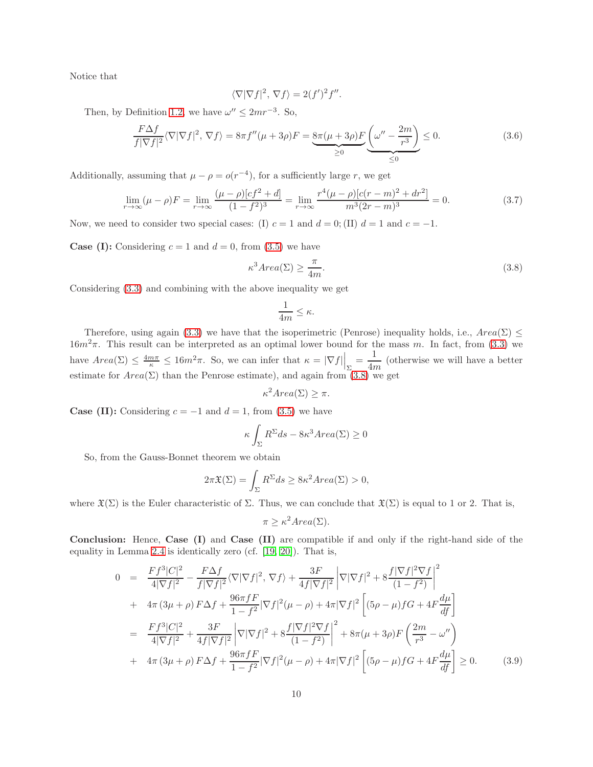Notice that

$$\langle \nabla |\nabla f|^2, \nabla f\rangle = 2(f')^2 f''.$$

Then, by Definition 1.2, we have $\omega'' \leq 2mr^{-3}$. So,

$$\frac{F\Delta f}{f|\nabla f|^2}\langle \nabla |\nabla f|^2, \nabla f\rangle = 8\pi f''(\mu+3\rho)F = \underbrace{8\pi(\mu+3\rho)F}_{\geq 0}\underbrace{\left(\omega'' - \frac{2m}{r^3}\right)}_{\leq 0} \leq 0. \tag{3.6}$$

Additionally, assuming that $\mu - \rho = o(r^{-4})$, for a sufficiently large $r$, we get

$$\lim_{r\to\infty}(\mu-\rho)F = \lim_{r\to\infty}\frac{(\mu-\rho)[cf^2+d]}{(1-f^2)^3} = \lim_{r\to\infty}\frac{r^4(\mu-\rho)[c(r-m)^2+dr^2]}{m^3(2r-m)^3} = 0. \tag{3.7}$$

Now, we need to consider two special cases: (I) $c=1$ and $d=0$; (II) $d=1$ and $c=-1$.

**Case (I):** Considering $c=1$ and $d=0$, from (3.5) we have

$$\kappa^3 Area(\Sigma) \geq \frac{\pi}{4m}. \tag{3.8}$$

Considering (3.3) and combining with the above inequality we get

$$\frac{1}{4m} \leq \kappa.$$

Therefore, using again (3.3) we have that the isoperimetric (Penrose) inequality holds, i.e., $Area(\Sigma) \leq 16m^2\pi$. This result can be interpreted as an optimal lower bound for the mass $m$. In fact, from (3.3) we have $Area(\Sigma) \leq \frac{4m\pi}{\kappa} \leq 16m^2\pi$. So, we can infer that $\kappa = |\nabla f|\Big|_{\Sigma} = \dfrac{1}{4m}$ (otherwise we will have a better estimate for $Area(\Sigma)$ than the Penrose estimate), and again from (3.8) we get

$$\kappa^2 Area(\Sigma) \geq \pi.$$

**Case (II):** Considering $c=-1$ and $d=1$, from (3.5) we have

$$\kappa\int_\Sigma R^\Sigma ds - 8\kappa^3 Area(\Sigma) \geq 0$$

So, from the Gauss-Bonnet theorem we obtain

$$2\pi\mathfrak{X}(\Sigma) = \int_\Sigma R^\Sigma ds \geq 8\kappa^2 Area(\Sigma) > 0,$$

where $\mathfrak{X}(\Sigma)$ is the Euler characteristic of $\Sigma$. Thus, we can conclude that $\mathfrak{X}(\Sigma)$ is equal to 1 or 2. That is,

$$\pi \geq \kappa^2 Area(\Sigma).$$

**Conclusion:** Hence, **Case (I)** and **Case (II)** are compatible if and only if the right-hand side of the equality in Lemma 2.4 is identically zero (cf. [19, 20]). That is,

$$\begin{aligned}
0 &= \frac{Ff^3|C|^2}{4|\nabla f|^2} - \frac{F\Delta f}{f|\nabla f|^2}\langle \nabla|\nabla f|^2, \nabla f\rangle + \frac{3F}{4f|\nabla f|^2}\left|\nabla|\nabla f|^2 + 8\frac{f|\nabla f|^2\nabla f}{(1-f^2)}\right|^2 \\
&+ 4\pi(3\mu+\rho)F\Delta f + \frac{96\pi fF}{1-f^2}|\nabla f|^2(\mu-\rho) + 4\pi|\nabla f|^2\left[(5\rho-\mu)fG + 4F\frac{d\mu}{df}\right] \\
&= \frac{Ff^3|C|^2}{4|\nabla f|^2} + \frac{3F}{4f|\nabla f|^2}\left|\nabla|\nabla f|^2 + 8\frac{f|\nabla f|^2\nabla f}{(1-f^2)}\right|^2 + 8\pi(\mu+3\rho)F\left(\frac{2m}{r^3} - \omega''\right) \\
&+ 4\pi(3\mu+\rho)F\Delta f + \frac{96\pi fF}{1-f^2}|\nabla f|^2(\mu-\rho) + 4\pi|\nabla f|^2\left[(5\rho-\mu)fG + 4F\frac{d\mu}{df}\right] \geq 0.
\end{aligned} \tag{3.9}$$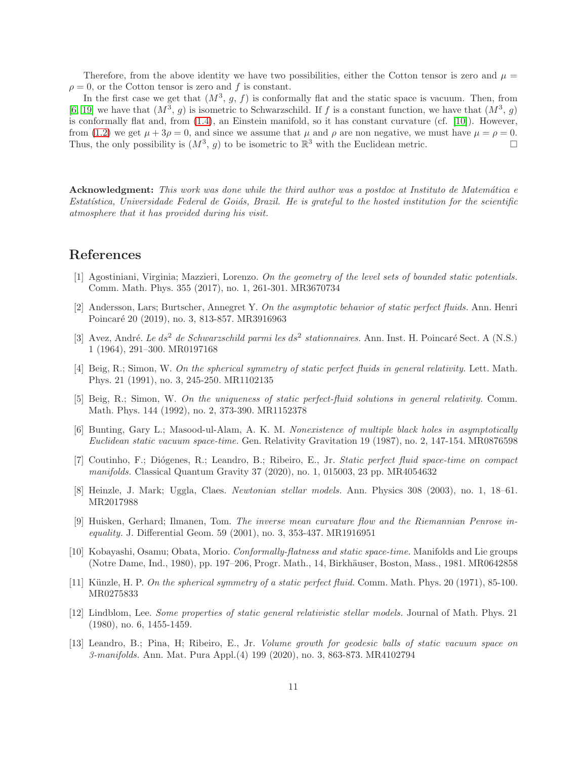Therefore, from the above identity we have two possibilities, either the Cotton tensor is zero and $\mu = \rho = 0$, or the Cotton tensor is zero and $f$ is constant.

In the first case we get that $(M^3,\, g,\, f)$ is conformally flat and the static space is vacuum. Then, from [6, 19] we have that $(M^3,\, g)$ is isometric to Schwarzschild. If $f$ is a constant function, we have that $(M^3,\, g)$ is conformally flat and, from (1.4), an Einstein manifold, so it has constant curvature (cf. [10]). However, from (1.2) we get $\mu + 3\rho = 0$, and since we assume that $\mu$ and $\rho$ are non negative, we must have $\mu = \rho = 0$. Thus, the only possibility is $(M^3,\, g)$ to be isometric to $\mathbb{R}^3$ with the Euclidean metric. □

**Acknowledgment:** *This work was done while the third author was a postdoc at Instituto de Matemática e Estatística, Universidade Federal de Goiás, Brazil. He is grateful to the hosted institution for the scientific atmosphere that it has provided during his visit.*

# References

[1] Agostiniani, Virginia; Mazzieri, Lorenzo. *On the geometry of the level sets of bounded static potentials.* Comm. Math. Phys. 355 (2017), no. 1, 261-301. MR3670734

[2] Andersson, Lars; Burtscher, Annegret Y. *On the asymptotic behavior of static perfect fluids.* Ann. Henri Poincaré 20 (2019), no. 3, 813-857. MR3916963

[3] Avez, André. *Le $ds^2$ de Schwarzschild parmi les $ds^2$ stationnaires.* Ann. Inst. H. Poincaré Sect. A (N.S.) 1 (1964), 291–300. MR0197168

[4] Beig, R.; Simon, W. *On the spherical symmetry of static perfect fluids in general relativity.* Lett. Math. Phys. 21 (1991), no. 3, 245-250. MR1102135

[5] Beig, R.; Simon, W. *On the uniqueness of static perfect-fluid solutions in general relativity.* Comm. Math. Phys. 144 (1992), no. 2, 373-390. MR1152378

[6] Bunting, Gary L.; Masood-ul-Alam, A. K. M. *Nonexistence of multiple black holes in asymptotically Euclidean static vacuum space-time.* Gen. Relativity Gravitation 19 (1987), no. 2, 147-154. MR0876598

[7] Coutinho, F.; Diógenes, R.; Leandro, B.; Ribeiro, E., Jr. *Static perfect fluid space-time on compact manifolds.* Classical Quantum Gravity 37 (2020), no. 1, 015003, 23 pp. MR4054632

[8] Heinzle, J. Mark; Uggla, Claes. *Newtonian stellar models.* Ann. Physics 308 (2003), no. 1, 18–61. MR2017988

[9] Huisken, Gerhard; Ilmanen, Tom. *The inverse mean curvature flow and the Riemannian Penrose inequality.* J. Differential Geom. 59 (2001), no. 3, 353-437. MR1916951

[10] Kobayashi, Osamu; Obata, Morio. *Conformally-flatness and static space-time.* Manifolds and Lie groups (Notre Dame, Ind., 1980), pp. 197–206, Progr. Math., 14, Birkhäuser, Boston, Mass., 1981. MR0642858

[11] Künzle, H. P. *On the spherical symmetry of a static perfect fluid.* Comm. Math. Phys. 20 (1971), 85-100. MR0275833

[12] Lindblom, Lee. *Some properties of static general relativistic stellar models.* Journal of Math. Phys. 21 (1980), no. 6, 1455-1459.

[13] Leandro, B.; Pina, H; Ribeiro, E., Jr. *Volume growth for geodesic balls of static vacuum space on 3-manifolds.* Ann. Mat. Pura Appl.(4) 199 (2020), no. 3, 863-873. MR4102794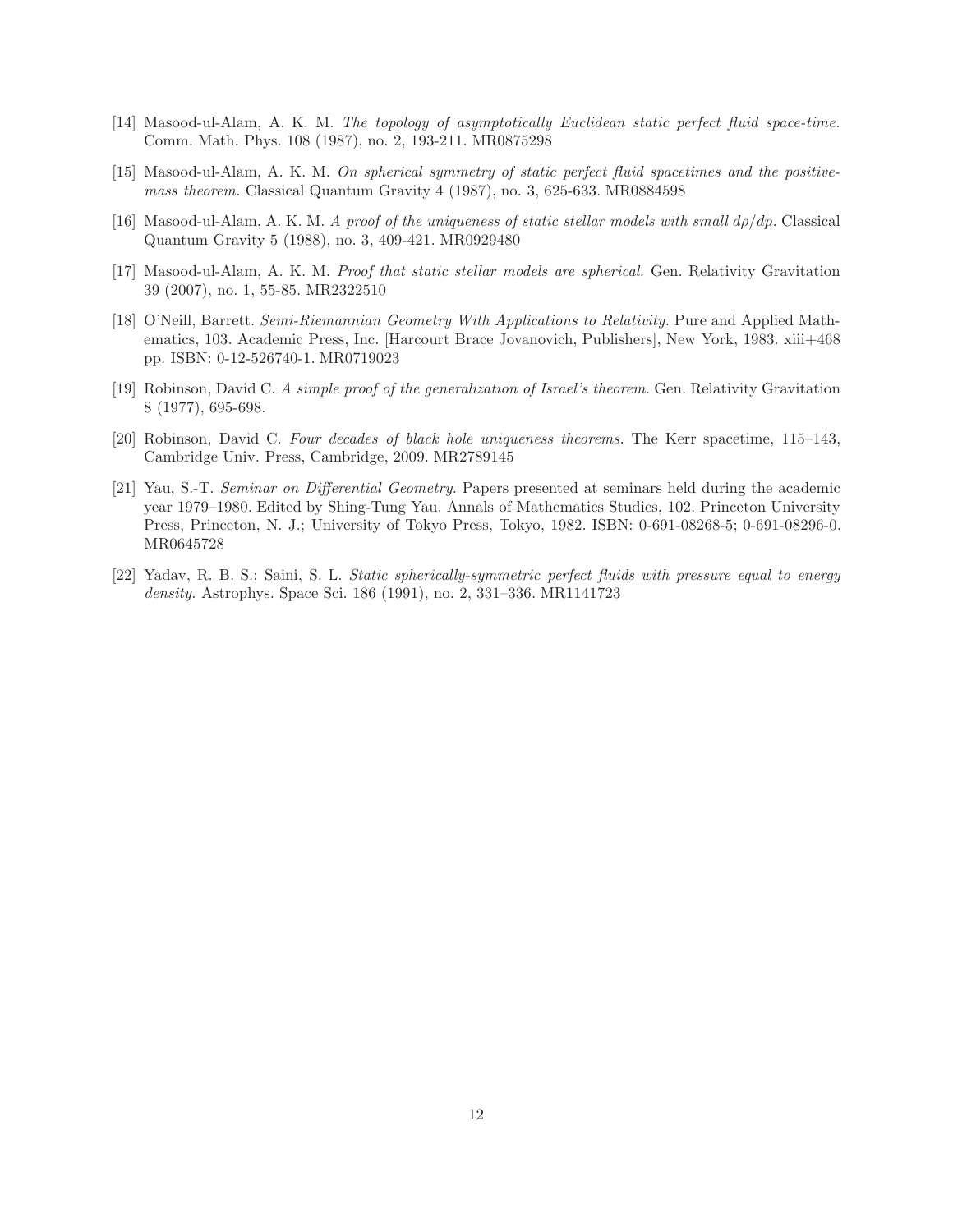[14] Masood-ul-Alam, A. K. M. *The topology of asymptotically Euclidean static perfect fluid space-time.* Comm. Math. Phys. 108 (1987), no. 2, 193-211. MR0875298

[15] Masood-ul-Alam, A. K. M. *On spherical symmetry of static perfect fluid spacetimes and the positive-mass theorem.* Classical Quantum Gravity 4 (1987), no. 3, 625-633. MR0884598

[16] Masood-ul-Alam, A. K. M. *A proof of the uniqueness of static stellar models with small $d\rho/dp$.* Classical Quantum Gravity 5 (1988), no. 3, 409-421. MR0929480

[17] Masood-ul-Alam, A. K. M. *Proof that static stellar models are spherical.* Gen. Relativity Gravitation 39 (2007), no. 1, 55-85. MR2322510

[18] O'Neill, Barrett. *Semi-Riemannian Geometry With Applications to Relativity.* Pure and Applied Mathematics, 103. Academic Press, Inc. [Harcourt Brace Jovanovich, Publishers], New York, 1983. xiii+468 pp. ISBN: 0-12-526740-1. MR0719023

[19] Robinson, David C. *A simple proof of the generalization of Israel's theorem.* Gen. Relativity Gravitation 8 (1977), 695-698.

[20] Robinson, David C. *Four decades of black hole uniqueness theorems.* The Kerr spacetime, 115–143, Cambridge Univ. Press, Cambridge, 2009. MR2789145

[21] Yau, S.-T. *Seminar on Differential Geometry.* Papers presented at seminars held during the academic year 1979–1980. Edited by Shing-Tung Yau. Annals of Mathematics Studies, 102. Princeton University Press, Princeton, N. J.; University of Tokyo Press, Tokyo, 1982. ISBN: 0-691-08268-5; 0-691-08296-0. MR0645728

[22] Yadav, R. B. S.; Saini, S. L. *Static spherically-symmetric perfect fluids with pressure equal to energy density.* Astrophys. Space Sci. 186 (1991), no. 2, 331–336. MR1141723